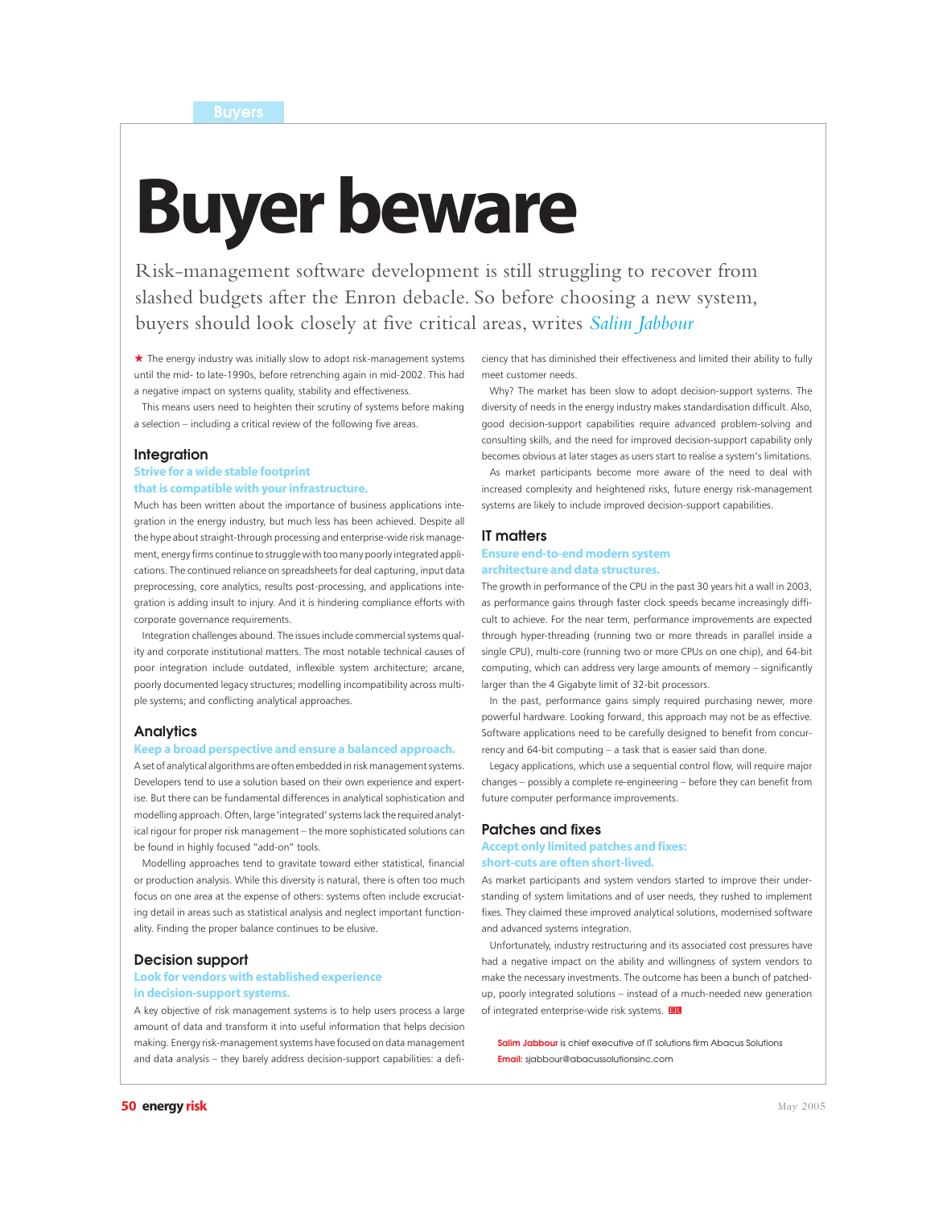Buyers

# Buyer beware

Risk-management software development is still struggling to recover from slashed budgets after the Enron debacle. So before choosing a new system, buyers should look closely at five critical areas, writes *Salim Jabbour*

★ The energy industry was initially slow to adopt risk-management systems until the mid- to late-1990s, before retrenching again in mid-2002. This had a negative impact on systems quality, stability and effectiveness.

This means users need to heighten their scrutiny of systems before making a selection – including a critical review of the following five areas.

## Integration

**Strive for a wide stable footprint that is compatible with your infrastructure.**

Much has been written about the importance of business applications integration in the energy industry, but much less has been achieved. Despite all the hype about straight-through processing and enterprise-wide risk management, energy firms continue to struggle with too many poorly integrated applications. The continued reliance on spreadsheets for deal capturing, input data preprocessing, core analytics, results post-processing, and applications integration is adding insult to injury. And it is hindering compliance efforts with corporate governance requirements.

Integration challenges abound. The issues include commercial systems quality and corporate institutional matters. The most notable technical causes of poor integration include outdated, inflexible system architecture; arcane, poorly documented legacy structures; modelling incompatibility across multiple systems; and conflicting analytical approaches.

## Analytics

**Keep a broad perspective and ensure a balanced approach.**

A set of analytical algorithms are often embedded in risk management systems. Developers tend to use a solution based on their own experience and expertise. But there can be fundamental differences in analytical sophistication and modelling approach. Often, large 'integrated' systems lack the required analytical rigour for proper risk management – the more sophisticated solutions can be found in highly focused "add-on" tools.

Modelling approaches tend to gravitate toward either statistical, financial or production analysis. While this diversity is natural, there is often too much focus on one area at the expense of others: systems often include excruciating detail in areas such as statistical analysis and neglect important functionality. Finding the proper balance continues to be elusive.

## Decision support

**Look for vendors with established experience in decision-support systems.**

A key objective of risk management systems is to help users process a large amount of data and transform it into useful information that helps decision making. Energy risk-management systems have focused on data management and data analysis – they barely address decision-support capabilities: a deficiency that has diminished their effectiveness and limited their ability to fully meet customer needs.

Why? The market has been slow to adopt decision-support systems. The diversity of needs in the energy industry makes standardisation difficult. Also, good decision-support capabilities require advanced problem-solving and consulting skills, and the need for improved decision-support capability only becomes obvious at later stages as users start to realise a system's limitations.

As market participants become more aware of the need to deal with increased complexity and heightened risks, future energy risk-management systems are likely to include improved decision-support capabilities.

## IT matters

**Ensure end-to-end modern system architecture and data structures.**

The growth in performance of the CPU in the past 30 years hit a wall in 2003, as performance gains through faster clock speeds became increasingly difficult to achieve. For the near term, performance improvements are expected through hyper-threading (running two or more threads in parallel inside a single CPU), multi-core (running two or more CPUs on one chip), and 64-bit computing, which can address very large amounts of memory – significantly larger than the 4 Gigabyte limit of 32-bit processors.

In the past, performance gains simply required purchasing newer, more powerful hardware. Looking forward, this approach may not be as effective. Software applications need to be carefully designed to benefit from concurrency and 64-bit computing – a task that is easier said than done.

Legacy applications, which use a sequential control flow, will require major changes – possibly a complete re-engineering – before they can benefit from future computer performance improvements.

## Patches and fixes

**Accept only limited patches and fixes: short-cuts are often short-lived.**

As market participants and system vendors started to improve their understanding of system limitations and of user needs, they rushed to implement fixes. They claimed these improved analytical solutions, modernised software and advanced systems integration.

Unfortunately, industry restructuring and its associated cost pressures have had a negative impact on the ability and willingness of system vendors to make the necessary investments. The outcome has been a bunch of patched-up, poorly integrated solutions – instead of a much-needed new generation of integrated enterprise-wide risk systems. ER

**Salim Jabbour** is chief executive of IT solutions firm Abacus Solutions
**Email:** sjabbour@abacussolutionsinc.com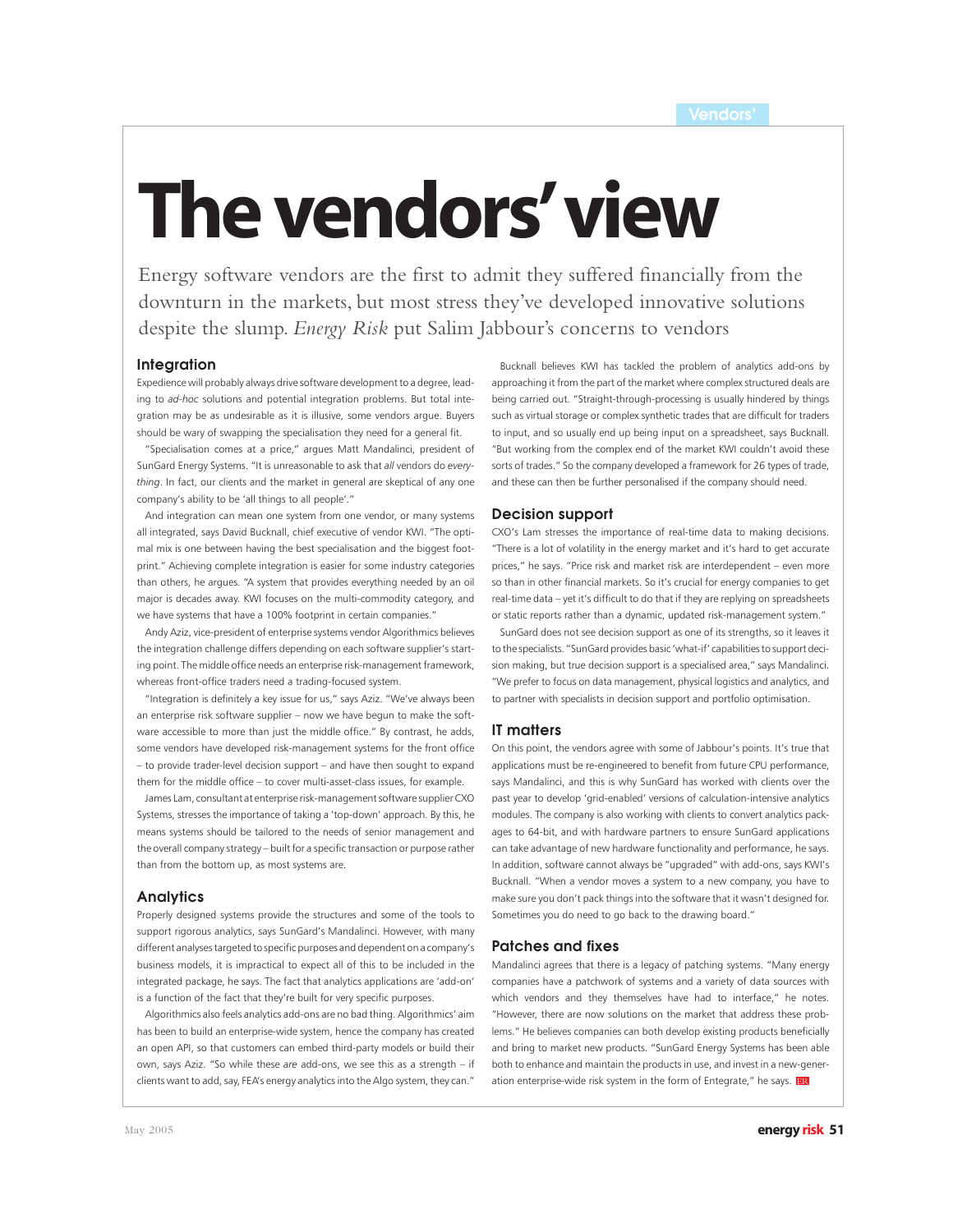# The vendors' view

Energy software vendors are the first to admit they suffered financially from the downturn in the markets, but most stress they've developed innovative solutions despite the slump. *Energy Risk* put Salim Jabbour's concerns to vendors

## Integration

Expedience will probably always drive software development to a degree, leading to *ad-hoc* solutions and potential integration problems. But total integration may be as undesirable as it is illusive, some vendors argue. Buyers should be wary of swapping the specialisation they need for a general fit.

"Specialisation comes at a price," argues Matt Mandalinci, president of SunGard Energy Systems. "It is unreasonable to ask that *all* vendors do *everything*. In fact, our clients and the market in general are skeptical of any one company's ability to be 'all things to all people'."

And integration can mean one system from one vendor, or many systems all integrated, says David Bucknall, chief executive of vendor KWI. "The optimal mix is one between having the best specialisation and the biggest footprint." Achieving complete integration is easier for some industry categories than others, he argues. "A system that provides everything needed by an oil major is decades away. KWI focuses on the multi-commodity category, and we have systems that have a 100% footprint in certain companies."

Andy Aziz, vice-president of enterprise systems vendor Algorithmics believes the integration challenge differs depending on each software supplier's starting point. The middle office needs an enterprise risk-management framework, whereas front-office traders need a trading-focused system.

"Integration is definitely a key issue for us," says Aziz. "We've always been an enterprise risk software supplier – now we have begun to make the software accessible to more than just the middle office." By contrast, he adds, some vendors have developed risk-management systems for the front office – to provide trader-level decision support – and have then sought to expand them for the middle office – to cover multi-asset-class issues, for example.

James Lam, consultant at enterprise risk-management software supplier CXO Systems, stresses the importance of taking a 'top-down' approach. By this, he means systems should be tailored to the needs of senior management and the overall company strategy – built for a specific transaction or purpose rather than from the bottom up, as most systems are.

## Analytics

Properly designed systems provide the structures and some of the tools to support rigorous analytics, says SunGard's Mandalinci. However, with many different analyses targeted to specific purposes and dependent on a company's business models, it is impractical to expect all of this to be included in the integrated package, he says. The fact that analytics applications are 'add-on' is a function of the fact that they're built for very specific purposes.

Algorithmics also feels analytics add-ons are no bad thing. Algorithmics' aim has been to build an enterprise-wide system, hence the company has created an open API, so that customers can embed third-party models or build their own, says Aziz. "So while these *are* add-ons, we see this as a strength – if clients want to add, say, FEA's energy analytics into the Algo system, they can."

Bucknall believes KWI has tackled the problem of analytics add-ons by approaching it from the part of the market where complex structured deals are being carried out. "Straight-through-processing is usually hindered by things such as virtual storage or complex synthetic trades that are difficult for traders to input, and so usually end up being input on a spreadsheet, says Bucknall. "But working from the complex end of the market KWI couldn't avoid these sorts of trades." So the company developed a framework for 26 types of trade, and these can then be further personalised if the company should need.

## Decision support

CXO's Lam stresses the importance of real-time data to making decisions. "There is a lot of volatility in the energy market and it's hard to get accurate prices," he says. "Price risk and market risk are interdependent – even more so than in other financial markets. So it's crucial for energy companies to get real-time data – yet it's difficult to do that if they are replying on spreadsheets or static reports rather than a dynamic, updated risk-management system."

SunGard does not see decision support as one of its strengths, so it leaves it to the specialists. "SunGard provides basic 'what-if' capabilities to support decision making, but true decision support is a specialised area," says Mandalinci. "We prefer to focus on data management, physical logistics and analytics, and to partner with specialists in decision support and portfolio optimisation.

## IT matters

On this point, the vendors agree with some of Jabbour's points. It's true that applications must be re-engineered to benefit from future CPU performance, says Mandalinci, and this is why SunGard has worked with clients over the past year to develop 'grid-enabled' versions of calculation-intensive analytics modules. The company is also working with clients to convert analytics packages to 64-bit, and with hardware partners to ensure SunGard applications can take advantage of new hardware functionality and performance, he says. In addition, software cannot always be "upgraded" with add-ons, says KWI's Bucknall. "When a vendor moves a system to a new company, you have to make sure you don't pack things into the software that it wasn't designed for. Sometimes you do need to go back to the drawing board."

## Patches and fixes

Mandalinci agrees that there is a legacy of patching systems. "Many energy companies have a patchwork of systems and a variety of data sources with which vendors and they themselves have had to interface," he notes. "However, there are now solutions on the market that address these problems." He believes companies can both develop existing products beneficially and bring to market new products. "SunGard Energy Systems has been able both to enhance and maintain the products in use, and invest in a new-generation enterprise-wide risk system in the form of Entegrate," he says. ER